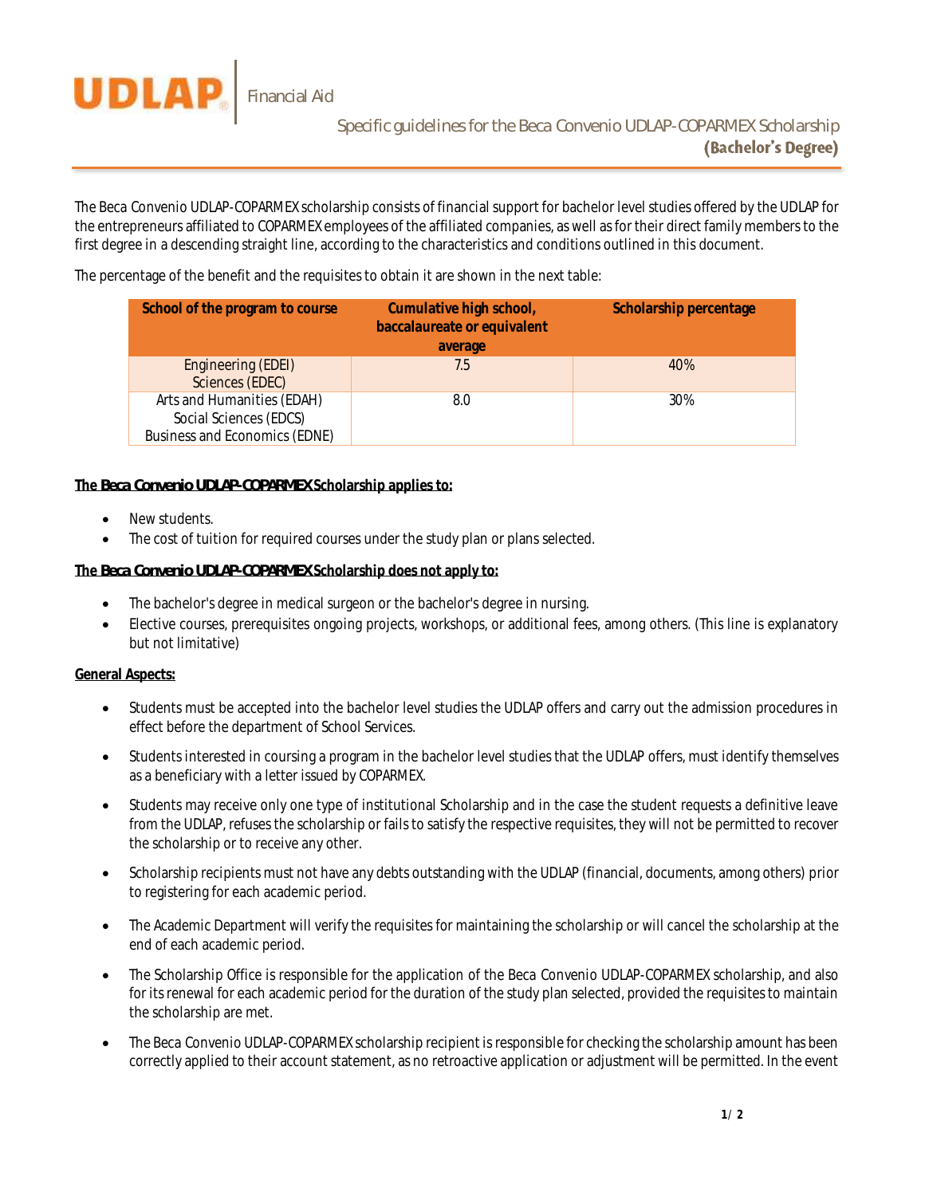UDLAP | Financial Aid

# Specific guidelines for the Beca Convenio UDLAP-COPARMEX Scholarship (Bachelor's Degree)

The Beca Convenio UDLAP-COPARMEX scholarship consists of financial support for bachelor level studies offered by the UDLAP for the entrepreneurs affiliated to COPARMEX employees of the affiliated companies, as well as for their direct family members to the first degree in a descending straight line, according to the characteristics and conditions outlined in this document.

The percentage of the benefit and the requisites to obtain it are shown in the next table:

| School of the program to course | Cumulative high school, baccalaureate or equivalent average | Scholarship percentage |
|---|---|---|
| Engineering (EDEI)<br>Sciences (EDEC) | 7.5 | 40% |
| Arts and Humanities (EDAH)<br>Social Sciences (EDCS)<br>Business and Economics (EDNE) | 8.0 | 30% |

**The *Beca Convenio UDLAP-COPARMEX* Scholarship applies to:**

- New students.
- The cost of tuition for required courses under the study plan or plans selected.

**The *Beca Convenio UDLAP-COPARMEX* Scholarship does not apply to:**

- The bachelor's degree in medical surgeon or the bachelor's degree in nursing.
- Elective courses, prerequisites ongoing projects, workshops, or additional fees, among others. (This line is explanatory but not limitative)

**General Aspects:**

- Students must be accepted into the bachelor level studies the UDLAP offers and carry out the admission procedures in effect before the department of School Services.
- Students interested in coursing a program in the bachelor level studies that the UDLAP offers, must identify themselves as a beneficiary with a letter issued by COPARMEX.
- Students may receive only one type of institutional Scholarship and in the case the student requests a definitive leave from the UDLAP, refuses the scholarship or fails to satisfy the respective requisites, they will not be permitted to recover the scholarship or to receive any other.
- Scholarship recipients must not have any debts outstanding with the UDLAP (financial, documents, among others) prior to registering for each academic period.
- The Academic Department will verify the requisites for maintaining the scholarship or will cancel the scholarship at the end of each academic period.
- The Scholarship Office is responsible for the application of the Beca Convenio UDLAP-COPARMEX scholarship, and also for its renewal for each academic period for the duration of the study plan selected, provided the requisites to maintain the scholarship are met.
- The Beca Convenio UDLAP-COPARMEX scholarship recipient is responsible for checking the scholarship amount has been correctly applied to their account statement, as no retroactive application or adjustment will be permitted. In the event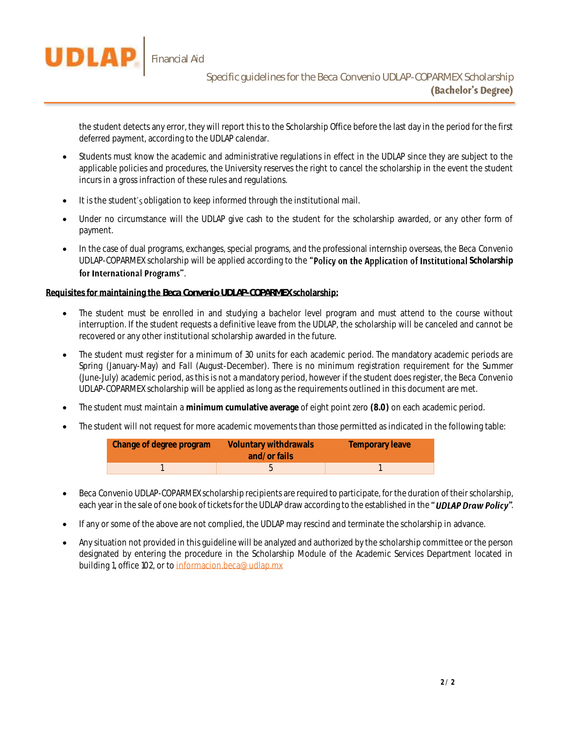the student detects any error, they will report this to the Scholarship Office before the last day in the period for the first deferred payment, according to the UDLAP calendar.

- Students must know the academic and administrative regulations in effect in the UDLAP since they are subject to the applicable policies and procedures, the University reserves the right to cancel the scholarship in the event the student incurs in a gross infraction of these rules and regulations.
- It is the student's obligation to keep informed through the institutional mail.
- Under no circumstance will the UDLAP give cash to the student for the scholarship awarded, or any other form of payment.
- In the case of dual programs, exchanges, special programs, and the professional internship overseas, the Beca Convenio UDLAP-COPARMEX scholarship will be applied according to the "**Policy on the Application of Institutional Scholarship for International Programs**".

**Requisites for maintaining the *Beca Convenio UDLAP-COPARMEX* scholarship:**

- The student must be enrolled in and studying a bachelor level program and must attend to the course without interruption. If the student requests a definitive leave from the UDLAP, the scholarship will be canceled and cannot be recovered or any other institutional scholarship awarded in the future.
- The student must register for a minimum of 30 units for each academic period. The mandatory academic periods are Spring (January-May) and Fall (August-December). There is no minimum registration requirement for the Summer (June-July) academic period, as this is not a mandatory period, however if the student does register, the Beca Convenio UDLAP-COPARMEX scholarship will be applied as long as the requirements outlined in this document are met.
- The student must maintain a **minimum cumulative average** of eight point zero **(8.0)** on each academic period.
- The student will not request for more academic movements than those permitted as indicated in the following table:

| Change of degree program | Voluntary withdrawals and/or fails | Temporary leave |
|---|---|---|
| 1 | 5 | 1 |

- Beca Convenio UDLAP-COPARMEX scholarship recipients are required to participate, for the duration of their scholarship, each year in the sale of one book of tickets for the UDLAP draw according to the established in the "***UDLAP Draw Policy***".
- If any or some of the above are not complied, the UDLAP may rescind and terminate the scholarship in advance.
- Any situation not provided in this guideline will be analyzed and authorized by the scholarship committee or the person designated by entering the procedure in the Scholarship Module of the Academic Services Department located in building 1, office 102, or to informacion.beca@udlap.mx